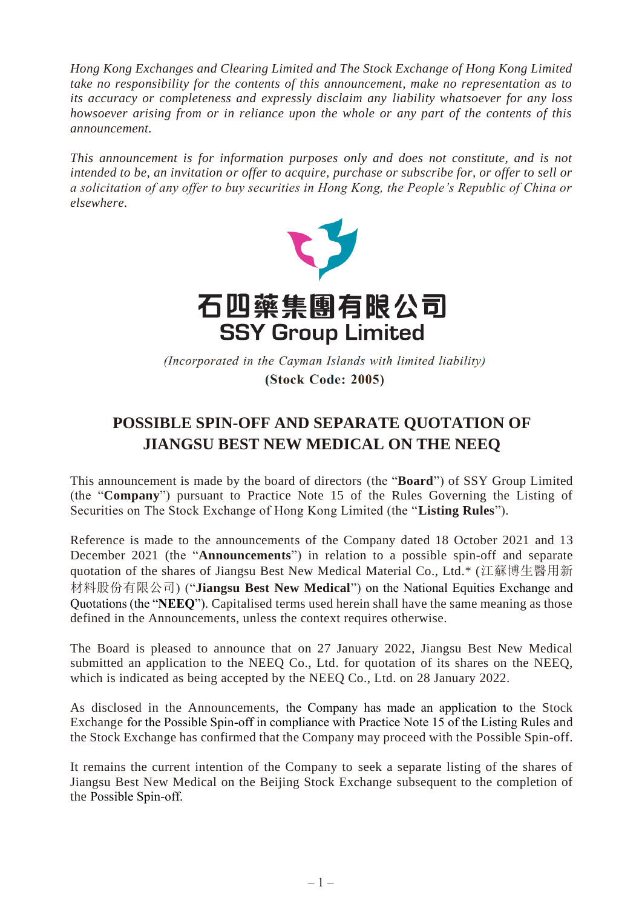*Hong Kong Exchanges and Clearing Limited and The Stock Exchange of Hong Kong Limited take no responsibility for the contents of this announcement, make no representation as to its accuracy or completeness and expressly disclaim any liability whatsoever for any loss howsoever arising from or in reliance upon the whole or any part of the contents of this announcement.*

*This announcement is for information purposes only and does not constitute, and is not intended to be, an invitation or offer to acquire, purchase or subscribe for, or offer to sell or a solicitation of any offer to buy securities in Hong Kong, the People's Republic of China or elsewhere.*

**石四藥集團有限公司**
**SSY Group Limited**

*(Incorporated in the Cayman Islands with limited liability)*
**(Stock Code: 2005)**

# POSSIBLE SPIN-OFF AND SEPARATE QUOTATION OF JIANGSU BEST NEW MEDICAL ON THE NEEQ

This announcement is made by the board of directors (the "**Board**") of SSY Group Limited (the "**Company**") pursuant to Practice Note 15 of the Rules Governing the Listing of Securities on The Stock Exchange of Hong Kong Limited (the "**Listing Rules**").

Reference is made to the announcements of the Company dated 18 October 2021 and 13 December 2021 (the "**Announcements**") in relation to a possible spin-off and separate quotation of the shares of Jiangsu Best New Medical Material Co., Ltd.* (江蘇博生醫用新材料股份有限公司) ("**Jiangsu Best New Medical**") on the National Equities Exchange and Quotations (the "**NEEQ**"). Capitalised terms used herein shall have the same meaning as those defined in the Announcements, unless the context requires otherwise.

The Board is pleased to announce that on 27 January 2022, Jiangsu Best New Medical submitted an application to the NEEQ Co., Ltd. for quotation of its shares on the NEEQ, which is indicated as being accepted by the NEEQ Co., Ltd. on 28 January 2022.

As disclosed in the Announcements, the Company has made an application to the Stock Exchange for the Possible Spin-off in compliance with Practice Note 15 of the Listing Rules and the Stock Exchange has confirmed that the Company may proceed with the Possible Spin-off.

It remains the current intention of the Company to seek a separate listing of the shares of Jiangsu Best New Medical on the Beijing Stock Exchange subsequent to the completion of the Possible Spin-off.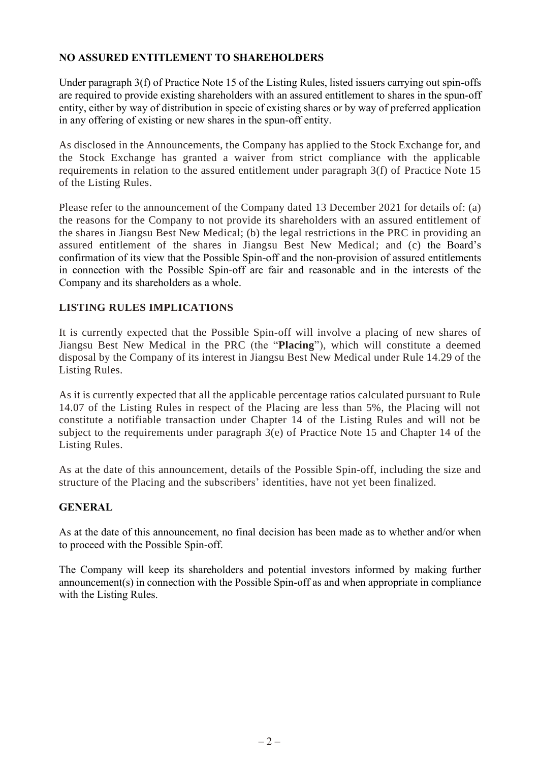## NO ASSURED ENTITLEMENT TO SHAREHOLDERS

Under paragraph 3(f) of Practice Note 15 of the Listing Rules, listed issuers carrying out spin-offs are required to provide existing shareholders with an assured entitlement to shares in the spun-off entity, either by way of distribution in specie of existing shares or by way of preferred application in any offering of existing or new shares in the spun-off entity.

As disclosed in the Announcements, the Company has applied to the Stock Exchange for, and the Stock Exchange has granted a waiver from strict compliance with the applicable requirements in relation to the assured entitlement under paragraph 3(f) of Practice Note 15 of the Listing Rules.

Please refer to the announcement of the Company dated 13 December 2021 for details of: (a) the reasons for the Company to not provide its shareholders with an assured entitlement of the shares in Jiangsu Best New Medical; (b) the legal restrictions in the PRC in providing an assured entitlement of the shares in Jiangsu Best New Medical; and (c) the Board's confirmation of its view that the Possible Spin-off and the non-provision of assured entitlements in connection with the Possible Spin-off are fair and reasonable and in the interests of the Company and its shareholders as a whole.

## LISTING RULES IMPLICATIONS

It is currently expected that the Possible Spin-off will involve a placing of new shares of Jiangsu Best New Medical in the PRC (the "**Placing**"), which will constitute a deemed disposal by the Company of its interest in Jiangsu Best New Medical under Rule 14.29 of the Listing Rules.

As it is currently expected that all the applicable percentage ratios calculated pursuant to Rule 14.07 of the Listing Rules in respect of the Placing are less than 5%, the Placing will not constitute a notifiable transaction under Chapter 14 of the Listing Rules and will not be subject to the requirements under paragraph 3(e) of Practice Note 15 and Chapter 14 of the Listing Rules.

As at the date of this announcement, details of the Possible Spin-off, including the size and structure of the Placing and the subscribers' identities, have not yet been finalized.

## GENERAL

As at the date of this announcement, no final decision has been made as to whether and/or when to proceed with the Possible Spin-off.

The Company will keep its shareholders and potential investors informed by making further announcement(s) in connection with the Possible Spin-off as and when appropriate in compliance with the Listing Rules.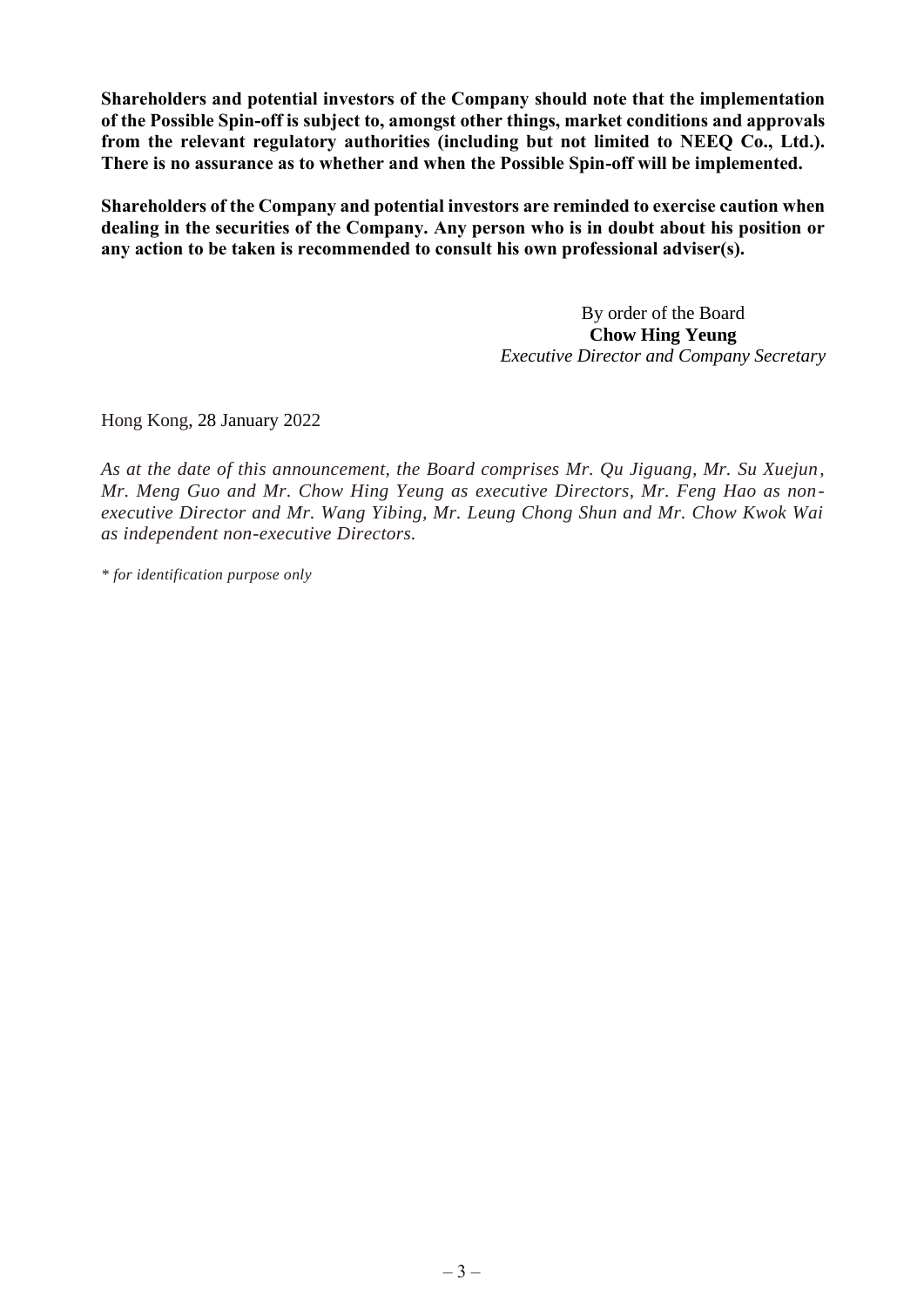**Shareholders and potential investors of the Company should note that the implementation of the Possible Spin-off is subject to, amongst other things, market conditions and approvals from the relevant regulatory authorities (including but not limited to NEEQ Co., Ltd.). There is no assurance as to whether and when the Possible Spin-off will be implemented.**

**Shareholders of the Company and potential investors are reminded to exercise caution when dealing in the securities of the Company. Any person who is in doubt about his position or any action to be taken is recommended to consult his own professional adviser(s).**

By order of the Board
**Chow Hing Yeung**
*Executive Director and Company Secretary*

Hong Kong, 28 January 2022

*As at the date of this announcement, the Board comprises Mr. Qu Jiguang, Mr. Su Xuejun, Mr. Meng Guo and Mr. Chow Hing Yeung as executive Directors, Mr. Feng Hao as non-executive Director and Mr. Wang Yibing, Mr. Leung Chong Shun and Mr. Chow Kwok Wai as independent non-executive Directors.*

*\* for identification purpose only*